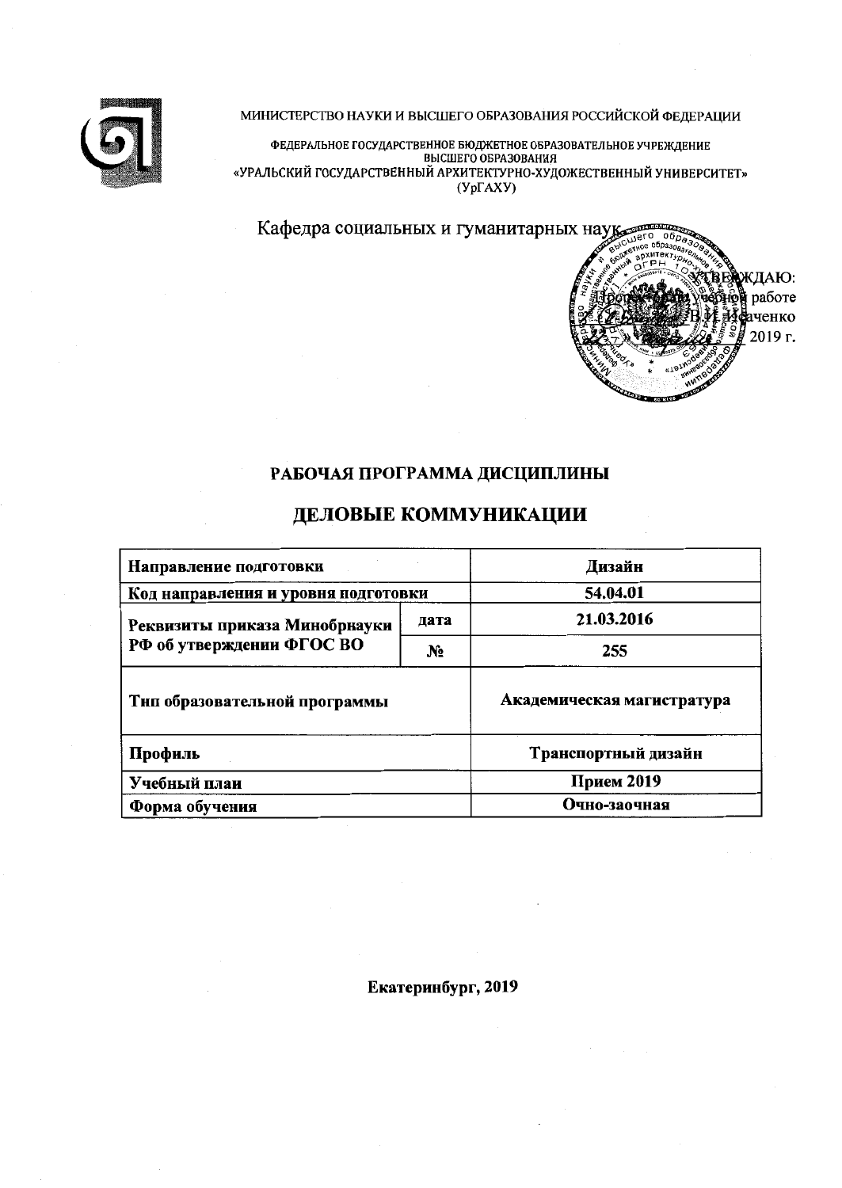МИНИСТЕРСТВО НАУКИ И ВЫСШЕГО ОБРАЗОВАНИЯ РОССИЙСКОЙ ФЕДЕРАЦИИ

ФЕДЕРАЛЬНОЕ ГОСУДАРСТВЕННОЕ БЮДЖЕТНОЕ ОБРАЗОВАТЕЛЬНОЕ УЧРЕЖДЕНИЕ ВЫСШЕГО ОБРАЗОВАНИЯ
«УРАЛЬСКИЙ ГОСУДАРСТВЕННЫЙ АРХИТЕКТУРНО-ХУДОЖЕСТВЕННЫЙ УНИВЕРСИТЕТ»
(УрГАХУ)

Кафедра социальных и гуманитарных наук

УТВЕРЖДАЮ:
Проректор по учебной работе
В.И. Исаченко
2019 г.

# РАБОЧАЯ ПРОГРАММА ДИСЦИПЛИНЫ

# ДЕЛОВЫЕ КОММУНИКАЦИИ

| Направление подготовки | | Дизайн |
|---|---|---|
| Код направления и уровня подготовки | | 54.04.01 |
| Реквизиты приказа Минобрнауки РФ об утверждении ФГОС ВО | дата | 21.03.2016 |
| | № | 255 |
| Тип образовательной программы | | Академическая магистратура |
| Профиль | | Транспортный дизайн |
| Учебный план | | Прием 2019 |
| Форма обучения | | Очно-заочная |

Екатеринбург, 2019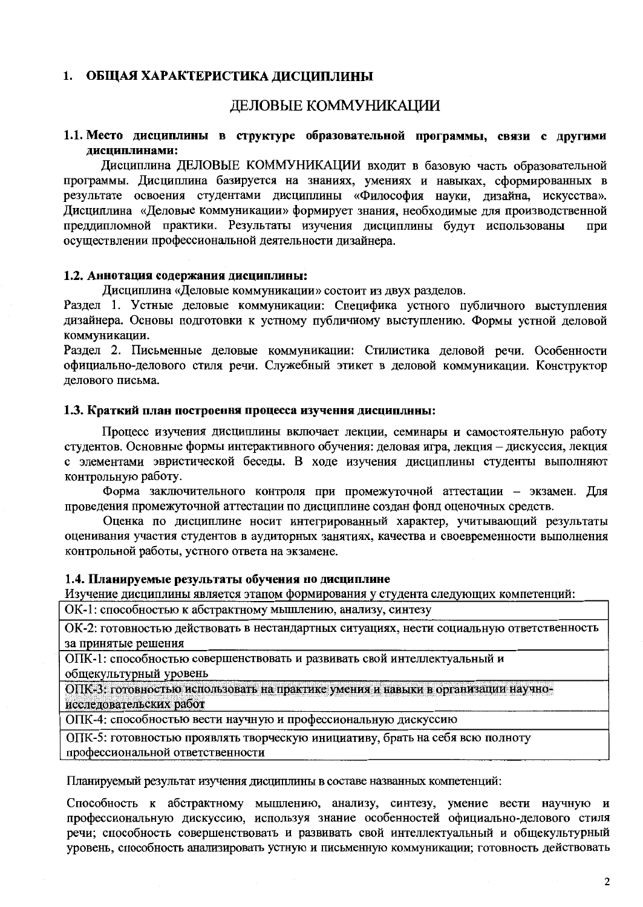## 1. ОБЩАЯ ХАРАКТЕРИСТИКА ДИСЦИПЛИНЫ

# ДЕЛОВЫЕ КОММУНИКАЦИИ

### 1.1. Место дисциплины в структуре образовательной программы, связи с другими дисциплинами:

Дисциплина ДЕЛОВЫЕ КОММУНИКАЦИИ входит в базовую часть образовательной программы. Дисциплина базируется на знаниях, умениях и навыках, сформированных в результате освоения студентами дисциплины «Философия науки, дизайна, искусства». Дисциплина «Деловые коммуникации» формирует знания, необходимые для производственной преддипломной практики. Результаты изучения дисциплины будут использованы при осуществлении профессиональной деятельности дизайнера.

### 1.2. Аннотация содержания дисциплины:

Дисциплина «Деловые коммуникации» состоит из двух разделов.

Раздел 1. Устные деловые коммуникации: Специфика устного публичного выступления дизайнера. Основы подготовки к устному публичному выступлению. Формы устной деловой коммуникации.

Раздел 2. Письменные деловые коммуникации: Стилистика деловой речи. Особенности официально-делового стиля речи. Служебный этикет в деловой коммуникации. Конструктор делового письма.

### 1.3. Краткий план построения процесса изучения дисциплины:

Процесс изучения дисциплины включает лекции, семинары и самостоятельную работу студентов. Основные формы интерактивного обучения: деловая игра, лекция – дискуссия, лекция с элементами эвристической беседы. В ходе изучения дисциплины студенты выполняют контрольную работу.

Форма заключительного контроля при промежуточной аттестации – экзамен. Для проведения промежуточной аттестации по дисциплине создан фонд оценочных средств.

Оценка по дисциплине носит интегрированный характер, учитывающий результаты оценивания участия студентов в аудиторных занятиях, качества и своевременности выполнения контрольной работы, устного ответа на экзамене.

### 1.4. Планируемые результаты обучения по дисциплине

Изучение дисциплины является этапом формирования у студента следующих компетенций:

| |
|---|
| ОК-1: способностью к абстрактному мышлению, анализу, синтезу |
| ОК-2: готовностью действовать в нестандартных ситуациях, нести социальную ответственность за принятые решения |
| ОПК-1: способностью совершенствовать и развивать свой интеллектуальный и общекультурный уровень |
| ОПК-3: готовностью использовать на практике умения и навыки в организации научно-исследовательских работ |
| ОПК-4: способностью вести научную и профессиональную дискуссию |
| ОПК-5: готовностью проявлять творческую инициативу, брать на себя всю полноту профессиональной ответственности |

Планируемый результат изучения дисциплины в составе названных компетенций:

Способность к абстрактному мышлению, анализу, синтезу, умение вести научную и профессиональную дискуссию, используя знание особенностей официально-делового стиля речи; способность совершенствовать и развивать свой интеллектуальный и общекультурный уровень, способность анализировать устную и письменную коммуникации; готовность действовать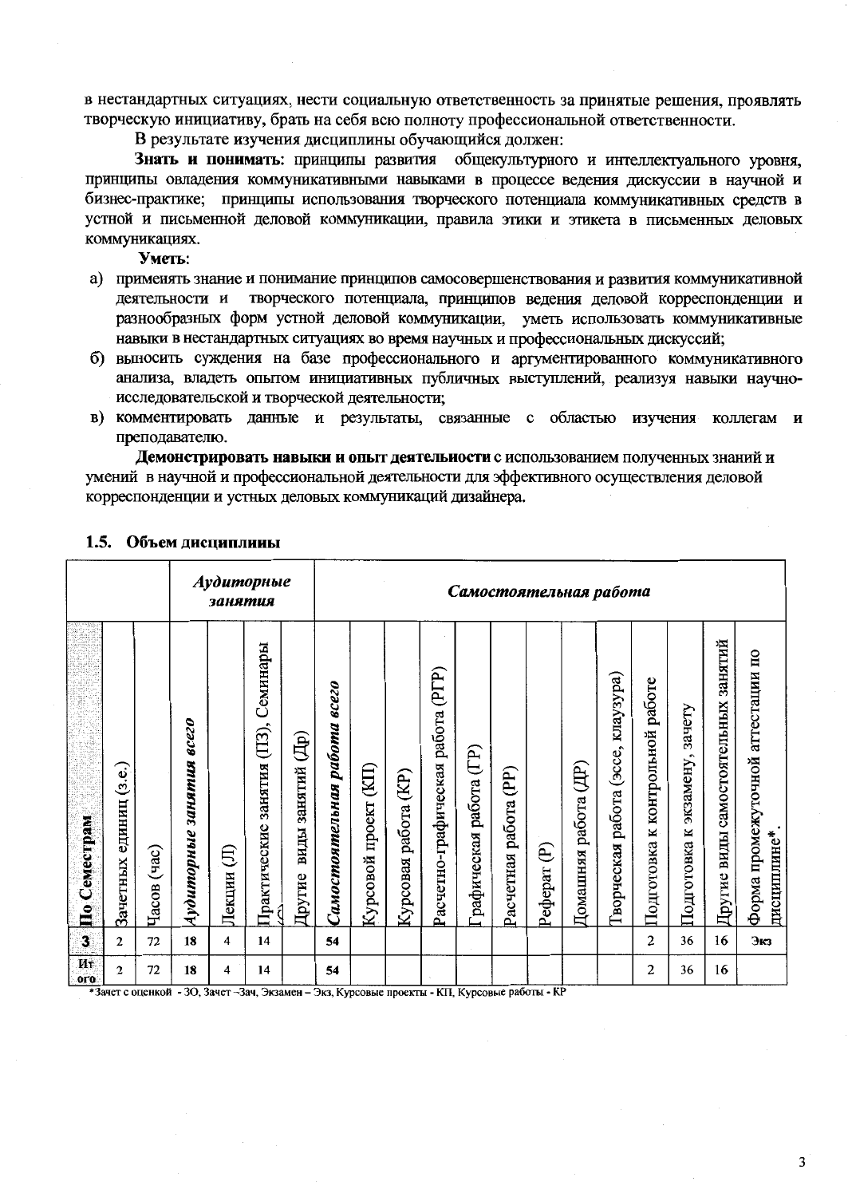в нестандартных ситуациях, нести социальную ответственность за принятые решения, проявлять творческую инициативу, брать на себя всю полноту профессиональной ответственности.

В результате изучения дисциплины обучающийся должен:

**Знать и понимать:** принципы развития общекультурного и интеллектуального уровня, принципы овладения коммуникативными навыками в процессе ведения дискуссии в научной и бизнес-практике; принципы использования творческого потенциала коммуникативных средств в устной и письменной деловой коммуникации, правила этики и этикета в письменных деловых коммуникациях.

**Уметь:**

а) применять знание и понимание принципов самосовершенствования и развития коммуникативной деятельности и творческого потенциала, принципов ведения деловой корреспонденции и разнообразных форм устной деловой коммуникации, уметь использовать коммуникативные навыки в нестандартных ситуациях во время научных и профессиональных дискуссий;

б) выносить суждения на базе профессионального и аргументированного коммуникативного анализа, владеть опытом инициативных публичных выступлений, реализуя навыки научно-исследовательской и творческой деятельности;

в) комментировать данные и результаты, связанные с областью изучения коллегам и преподавателю.

**Демонстрировать навыки и опыт деятельности** с использованием полученных знаний и умений в научной и профессиональной деятельности для эффективного осуществления деловой корреспонденции и устных деловых коммуникаций дизайнера.

### 1.5. Объем дисциплины

| | | | *Аудиторные занятия* | | | | *Самостоятельная работа* | | | | | | | | | | | | | |
|---|---|---|---|---|---|---|---|---|---|---|---|---|---|---|---|---|---|---|---|---|
| **По Семестрам** | Зачетных единиц (з.е.) | Часов (час) | *Аудиторные занятия всего* | Лекции (Л) | Практические занятия (ПЗ), Семинары (С) | Другие виды занятий (Др) | *Самостоятельная работа всего* | Курсовой проект (КП) | Курсовая работа (КР) | Расчетно-графическая работа (РГР) | Графическая работа (ГР) | Расчетная работа (РР) | Реферат (Р) | Домашняя работа (ДР) | Творческая работа (эссе, клаузура) | Подготовка к контрольной работе | Подготовка к экзамену, зачету | Другие виды самостоятельных занятий | Форма промежуточной аттестации по дисциплине* |
| 3 | 2 | 72 | 18 | 4 | 14 | | 54 | | | | | | | | | 2 | 36 | 16 | Экз |
| Итого | 2 | 72 | 18 | 4 | 14 | | 54 | | | | | | | | | 2 | 36 | 16 | |

*Зачет с оценкой - ЗО, Зачет –Зач, Экзамен – Экз, Курсовые проекты - КП, Курсовые работы - КР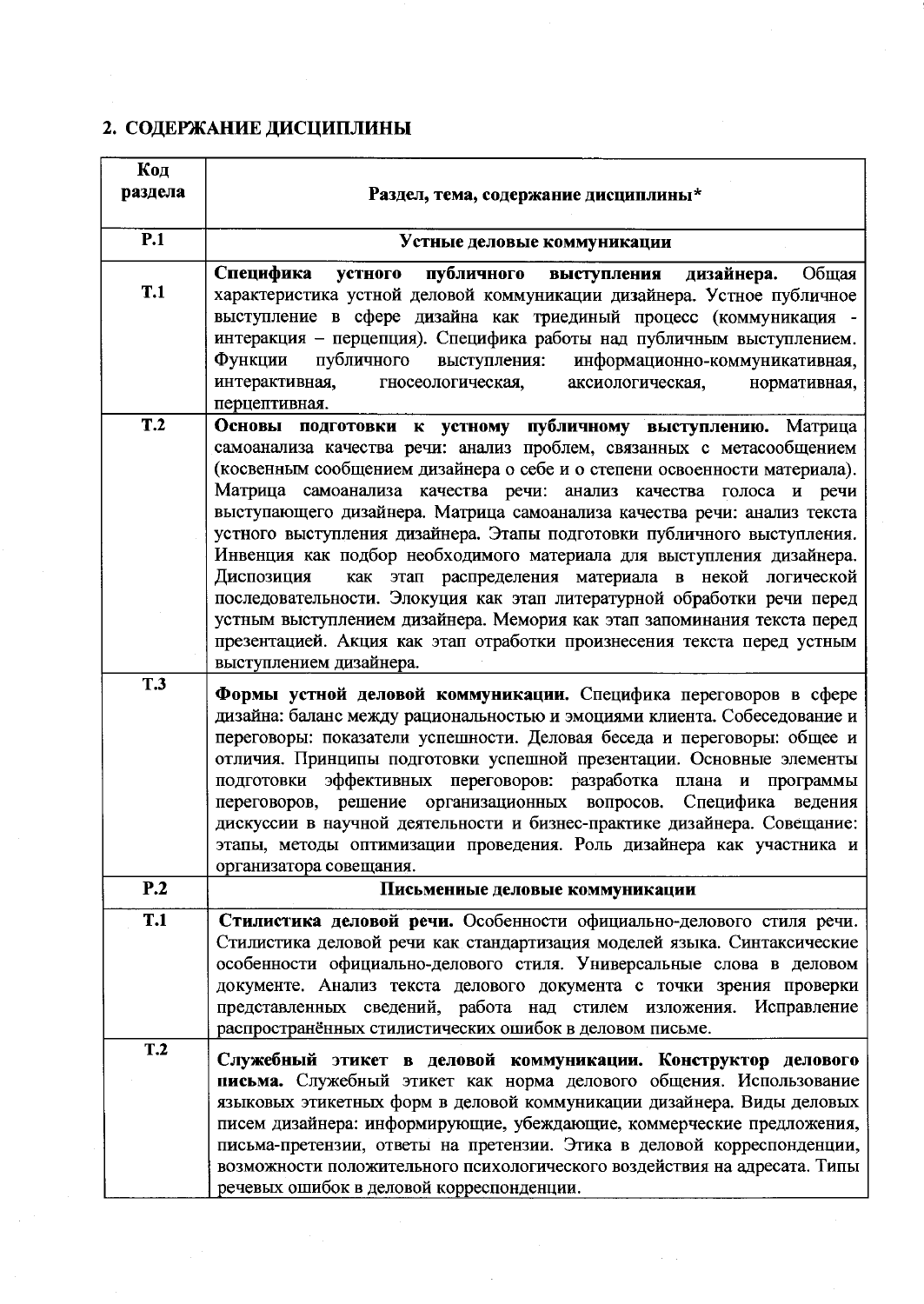## 2. СОДЕРЖАНИЕ ДИСЦИПЛИНЫ

| Код раздела | Раздел, тема, содержание дисциплины* |
|---|---|
| **Р.1** | **Устные деловые коммуникации** |
| **Т.1** | **Специфика устного публичного выступления дизайнера.** Общая характеристика устной деловой коммуникации дизайнера. Устное публичное выступление в сфере дизайна как триединый процесс (коммуникация - интеракция – перцепция). Специфика работы над публичным выступлением. Функции публичного выступления: информационно-коммуникативная, интерактивная, гносеологическая, аксиологическая, нормативная, перцептивная. |
| **Т.2** | **Основы подготовки к устному публичному выступлению.** Матрица самоанализа качества речи: анализ проблем, связанных с метасообщением (косвенным сообщением дизайнера о себе и о степени освоенности материала). Матрица самоанализа качества речи: анализ качества голоса и речи выступающего дизайнера. Матрица самоанализа качества речи: анализ текста устного выступления дизайнера. Этапы подготовки публичного выступления. Инвенция как подбор необходимого материала для выступления дизайнера. Диспозиция как этап распределения материала в некой логической последовательности. Элокуция как этап литературной обработки речи перед устным выступлением дизайнера. Мемория как этап запоминания текста перед презентацией. Акция как этап отработки произнесения текста перед устным выступлением дизайнера. |
| **Т.3** | **Формы устной деловой коммуникации.** Специфика переговоров в сфере дизайна: баланс между рациональностью и эмоциями клиента. Собеседование и переговоры: показатели успешности. Деловая беседа и переговоры: общее и отличия. Принципы подготовки успешной презентации. Основные элементы подготовки эффективных переговоров: разработка плана и программы переговоров, решение организационных вопросов. Специфика ведения дискуссии в научной деятельности и бизнес-практике дизайнера. Совещание: этапы, методы оптимизации проведения. Роль дизайнера как участника и организатора совещания. |
| **Р.2** | **Письменные деловые коммуникации** |
| **Т.1** | **Стилистика деловой речи.** Особенности официально-делового стиля речи. Стилистика деловой речи как стандартизация моделей языка. Синтаксические особенности официально-делового стиля. Универсальные слова в деловом документе. Анализ текста делового документа с точки зрения проверки представленных сведений, работа над стилем изложения. Исправление распространённых стилистических ошибок в деловом письме. |
| **Т.2** | **Служебный этикет в деловой коммуникации. Конструктор делового письма.** Служебный этикет как норма делового общения. Использование языковых этикетных форм в деловой коммуникации дизайнера. Виды деловых писем дизайнера: информирующие, убеждающие, коммерческие предложения, письма-претензии, ответы на претензии. Этика в деловой корреспонденции, возможности положительного психологического воздействия на адресата. Типы речевых ошибок в деловой корреспонденции. |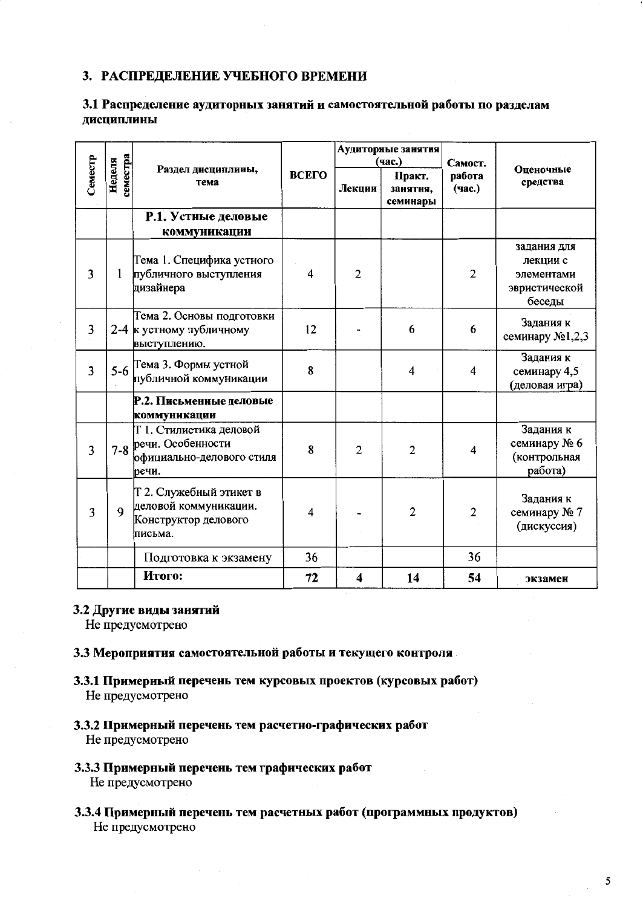## 3. РАСПРЕДЕЛЕНИЕ УЧЕБНОГО ВРЕМЕНИ

### 3.1 Распределение аудиторных занятий и самостоятельной работы по разделам дисциплины

| Семестр | Неделя семестра | Раздел дисциплины, тема | ВСЕГО | Аудиторные занятия (час.) | | Самост. работа (час.) | Оценочные средства |
|---|---|---|---|---|---|---|---|
| | | | | Лекции | Практ. занятия, семинары | | |
| | | **Р.1. Устные деловые коммуникации** | | | | | |
| 3 | 1 | Тема 1. Специфика устного публичного выступления дизайнера | 4 | 2 | | 2 | задания для лекции с элементами эвристической беседы |
| 3 | 2-4 | Тема 2. Основы подготовки к устному публичному выступлению. | 12 | - | 6 | 6 | Задания к семинару №1,2,3 |
| 3 | 5-6 | Тема 3. Формы устной публичной коммуникации | 8 | | 4 | 4 | Задания к семинару 4,5 (деловая игра) |
| | | **Р.2. Письменные деловые коммуникации** | | | | | |
| 3 | 7-8 | Т 1. Стилистика деловой речи. Особенности официально-делового стиля речи. | 8 | 2 | 2 | 4 | Задания к семинару № 6 (контрольная работа) |
| 3 | 9 | Т 2. Служебный этикет в деловой коммуникации. Конструктор делового письма. | 4 | - | 2 | 2 | Задания к семинару № 7 (дискуссия) |
| | | Подготовка к экзамену | 36 | | | 36 | |
| | | **Итого:** | **72** | **4** | **14** | **54** | **экзамен** |

### 3.2 Другие виды занятий

Не предусмотрено

### 3.3 Мероприятия самостоятельной работы и текущего контроля

#### 3.3.1 Примерный перечень тем курсовых проектов (курсовых работ)

Не предусмотрено

#### 3.3.2 Примерный перечень тем расчетно-графических работ

Не предусмотрено

#### 3.3.3 Примерный перечень тем графических работ

Не предусмотрено

#### 3.3.4 Примерный перечень тем расчетных работ (программных продуктов)

Не предусмотрено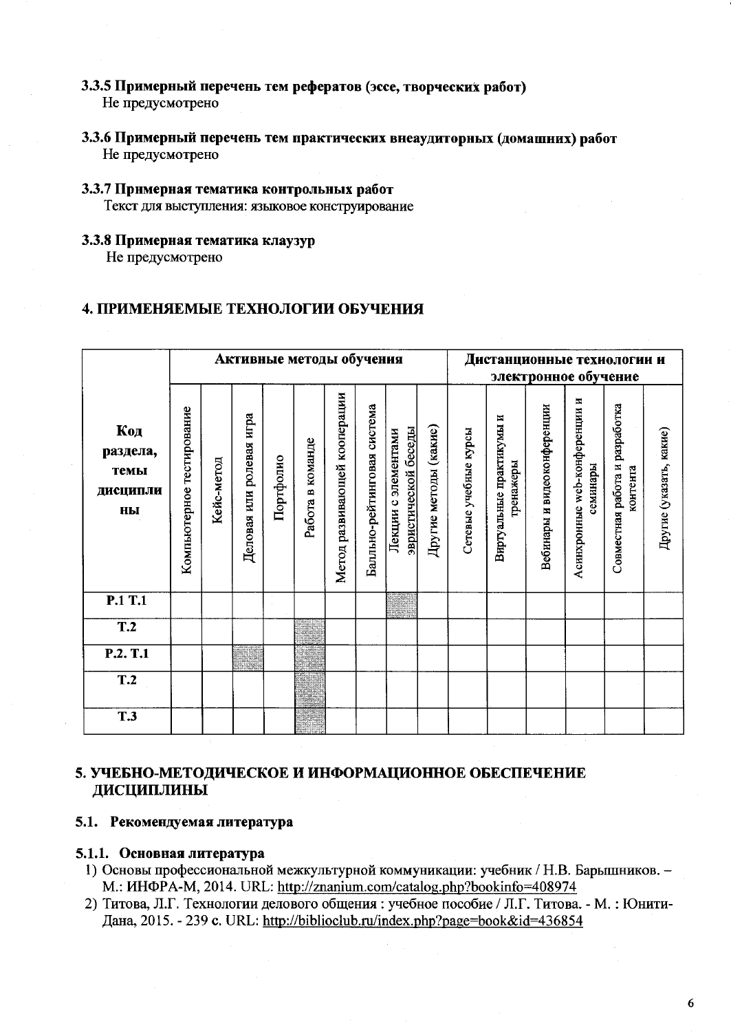### 3.3.5 Примерный перечень тем рефератов (эссе, творческих работ)

Не предусмотрено

### 3.3.6 Примерный перечень тем практических внеаудиторных (домашних) работ

Не предусмотрено

### 3.3.7 Примерная тематика контрольных работ

Текст для выступления: языковое конструирование

### 3.3.8 Примерная тематика клаузур

Не предусмотрено

## 4. ПРИМЕНЯЕМЫЕ ТЕХНОЛОГИИ ОБУЧЕНИЯ

| Код раздела, темы дисциплины | Активные методы обучения | | | | | | | | | Дистанционные технологии и электронное обучение | | | | | |
|---|---|---|---|---|---|---|---|---|---|---|---|---|---|---|---|
| | Компьютерное тестирование | Кейс-метод | Деловая или ролевая игра | Портфолио | Работа в команде | Метод развивающей кооперации | Балльно-рейтинговая система | Лекции с элементами эвристической беседы | Другие методы (какие) | Сетевые учебные курсы | Виртуальные практикумы и тренажеры | Вебинары и видеоконференции | Асинхронные web-конференции и семинары | Совместная работа и разработка контента | Другие (указать, какие) |
| **Р.1 Т.1** | | | | | | | | + | | | | | | | |
| **Т.2** | | | | | + | | | | | | | | | | |
| **Р.2. Т.1** | | | + | | + | | | | | | | | | | |
| **Т.2** | | | | | + | | | | | | | | | | |
| **Т.3** | | | | | + | | | | | | | | | | |

## 5. УЧЕБНО-МЕТОДИЧЕСКОЕ И ИНФОРМАЦИОННОЕ ОБЕСПЕЧЕНИЕ ДИСЦИПЛИНЫ

### 5.1. Рекомендуемая литература

#### 5.1.1. Основная литература

1) Основы профессиональной межкультурной коммуникации: учебник / Н.В. Барышников. – М.: ИНФРА-М, 2014. URL: http://znanium.com/catalog.php?bookinfo=408974
2) Титова, Л.Г. Технологии делового общения : учебное пособие / Л.Г. Титова. - М. : Юнити-Дана, 2015. - 239 с. URL: http://biblioclub.ru/index.php?page=book&id=436854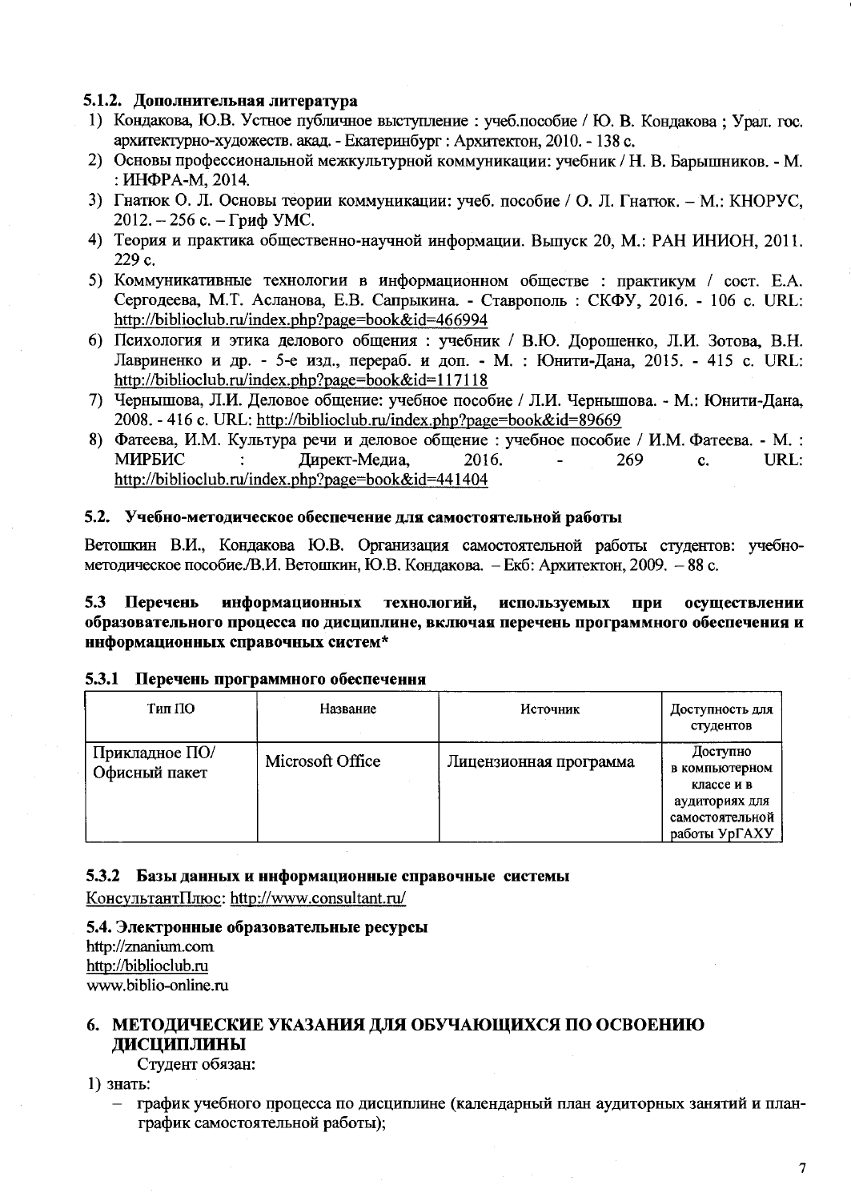#### 5.1.2. Дополнительная литература

1) Кондакова, Ю.В. Устное публичное выступление : учеб.пособие / Ю. В. Кондакова ; Урал. гос. архитектурно-художеств. акад. - Екатеринбург : Архитектон, 2010. - 138 с.
2) Основы профессиональной межкультурной коммуникации: учебник / Н. В. Барышников. - М. : ИНФРА-М, 2014.
3) Гнатюк О. Л. Основы теории коммуникации: учеб. пособие / О. Л. Гнатюк. – М.: КНОРУС, 2012. – 256 с. – Гриф УМС.
4) Теория и практика общественно-научной информации. Выпуск 20, М.: РАН ИНИОН, 2011. 229 с.
5) Коммуникативные технологии в информационном обществе : практикум / сост. Е.А. Сергодеева, М.Т. Асланова, Е.В. Сапрыкина. - Ставрополь : СКФУ, 2016. - 106 с. URL: http://biblioclub.ru/index.php?page=book&id=466994
6) Психология и этика делового общения : учебник / В.Ю. Дорошенко, Л.И. Зотова, В.Н. Лавриненко и др. - 5-е изд., перераб. и доп. - М. : Юнити-Дана, 2015. - 415 с. URL: http://biblioclub.ru/index.php?page=book&id=117118
7) Чернышова, Л.И. Деловое общение: учебное пособие / Л.И. Чернышова. - М.: Юнити-Дана, 2008. - 416 с. URL: http://biblioclub.ru/index.php?page=book&id=89669
8) Фатеева, И.М. Культура речи и деловое общение : учебное пособие / И.М. Фатеева. - М. : МИРБИС : Директ-Медиа, 2016. - 269 с. URL: http://biblioclub.ru/index.php?page=book&id=441404

### 5.2. Учебно-методическое обеспечение для самостоятельной работы

Ветошкин В.И., Кондакова Ю.В. Организация самостоятельной работы студентов: учебно-методическое пособие./В.И. Ветошкин, Ю.В. Кондакова. – Екб: Архитектон, 2009. – 88 с.

### 5.3 Перечень информационных технологий, используемых при осуществлении образовательного процесса по дисциплине, включая перечень программного обеспечения и информационных справочных систем*

#### 5.3.1 Перечень программного обеспечения

| Тип ПО | Название | Источник | Доступность для студентов |
|---|---|---|---|
| Прикладное ПО/ Офисный пакет | Microsoft Office | Лицензионная программа | Доступно в компьютерном классе и в аудиториях для самостоятельной работы УрГАХУ |

#### 5.3.2 Базы данных и информационные справочные системы

КонсультантПлюс: http://www.consultant.ru/

### 5.4. Электронные образовательные ресурсы

http://znanium.com
http://biblioclub.ru
www.biblio-online.ru

## 6. МЕТОДИЧЕСКИЕ УКАЗАНИЯ ДЛЯ ОБУЧАЮЩИХСЯ ПО ОСВОЕНИЮ ДИСЦИПЛИНЫ

Студент обязан:

1) знать:
   - график учебного процесса по дисциплине (календарный план аудиторных занятий и план-график самостоятельной работы);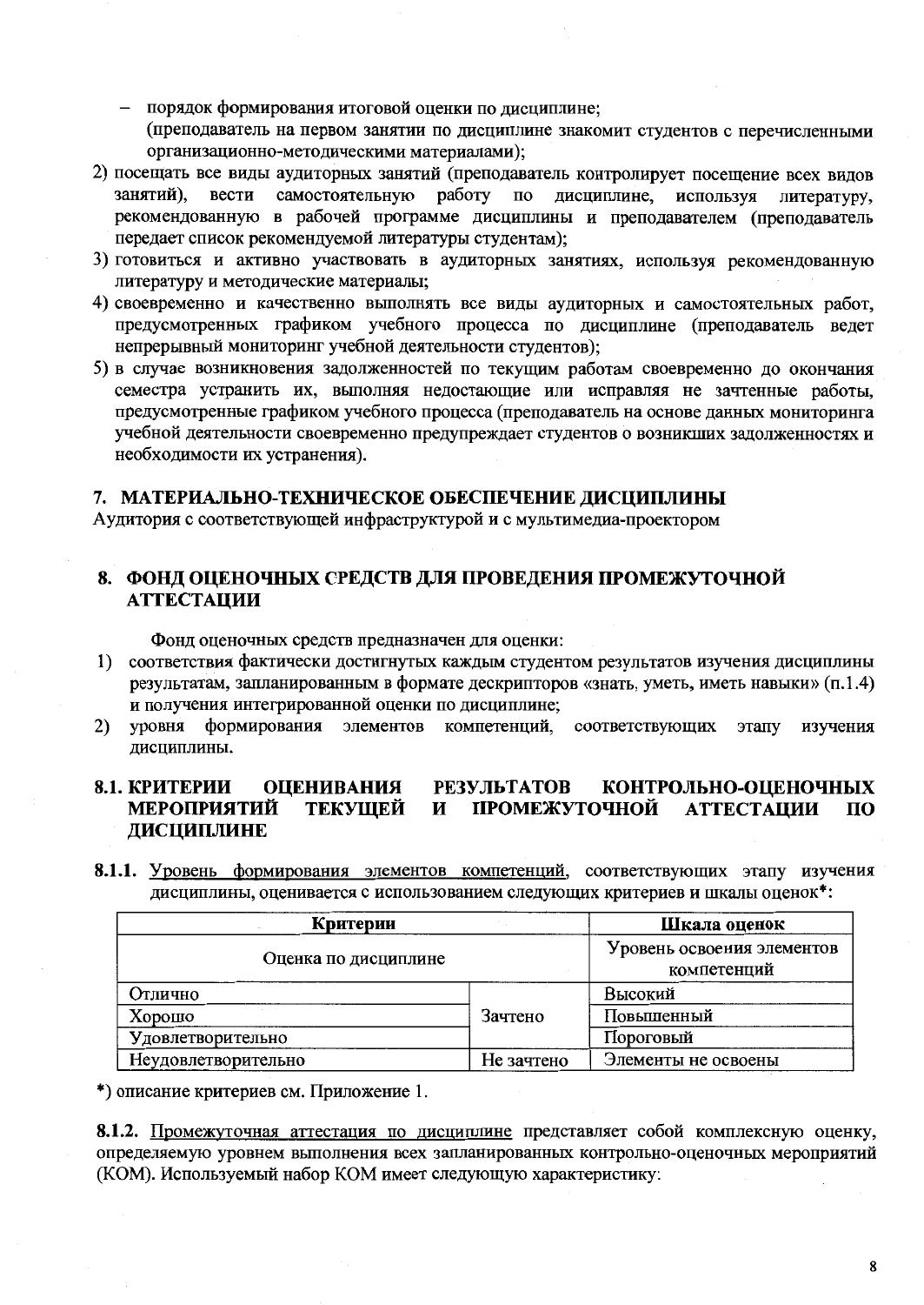- порядок формирования итоговой оценки по дисциплине;
  (преподаватель на первом занятии по дисциплине знакомит студентов с перечисленными организационно-методическими материалами);

2) посещать все виды аудиторных занятий (преподаватель контролирует посещение всех видов занятий), вести самостоятельную работу по дисциплине, используя литературу, рекомендованную в рабочей программе дисциплины и преподавателем (преподаватель передает список рекомендуемой литературы студентам);
3) готовиться и активно участвовать в аудиторных занятиях, используя рекомендованную литературу и методические материалы;
4) своевременно и качественно выполнять все виды аудиторных и самостоятельных работ, предусмотренных графиком учебного процесса по дисциплине (преподаватель ведет непрерывный мониторинг учебной деятельности студентов);
5) в случае возникновения задолженностей по текущим работам своевременно до окончания семестра устранить их, выполняя недостающие или исправляя не зачтенные работы, предусмотренные графиком учебного процесса (преподаватель на основе данных мониторинга учебной деятельности своевременно предупреждает студентов о возникших задолженностях и необходимости их устранения).

## 7. МАТЕРИАЛЬНО-ТЕХНИЧЕСКОЕ ОБЕСПЕЧЕНИЕ ДИСЦИПЛИНЫ

Аудитория с соответствующей инфраструктурой и с мультимедиа-проектором

## 8. ФОНД ОЦЕНОЧНЫХ СРЕДСТВ ДЛЯ ПРОВЕДЕНИЯ ПРОМЕЖУТОЧНОЙ АТТЕСТАЦИИ

Фонд оценочных средств предназначен для оценки:

1) соответствия фактически достигнутых каждым студентом результатов изучения дисциплины результатам, запланированным в формате дескрипторов «знать, уметь, иметь навыки» (п.1.4) и получения интегрированной оценки по дисциплине;
2) уровня формирования элементов компетенций, соответствующих этапу изучения дисциплины.

### 8.1. КРИТЕРИИ ОЦЕНИВАНИЯ РЕЗУЛЬТАТОВ КОНТРОЛЬНО-ОЦЕНОЧНЫХ МЕРОПРИЯТИЙ ТЕКУЩЕЙ И ПРОМЕЖУТОЧНОЙ АТТЕСТАЦИИ ПО ДИСЦИПЛИНЕ

**8.1.1.** Уровень формирования элементов компетенций, соответствующих этапу изучения дисциплины, оценивается с использованием следующих критериев и шкалы оценок*:

| Критерии | | Шкала оценок |
|---|---|---|
| Оценка по дисциплине | | Уровень освоения элементов компетенций |
| Отлично | Зачтено | Высокий |
| Хорошо | | Повышенный |
| Удовлетворительно | | Пороговый |
| Неудовлетворительно | Не зачтено | Элементы не освоены |

*) описание критериев см. Приложение 1.

**8.1.2.** Промежуточная аттестация по дисциплине представляет собой комплексную оценку, определяемую уровнем выполнения всех запланированных контрольно-оценочных мероприятий (КОМ). Используемый набор КОМ имеет следующую характеристику: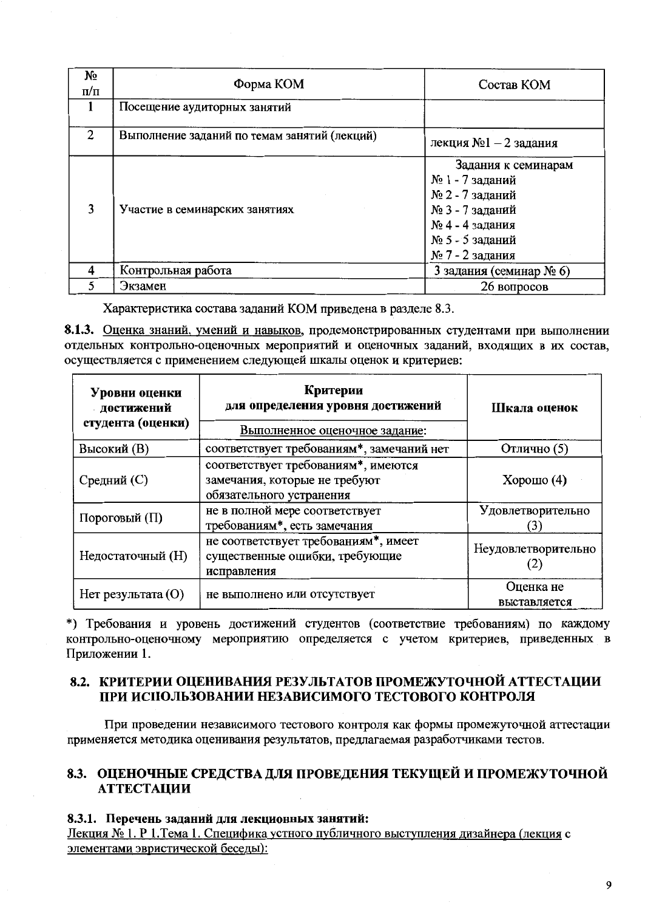| № п/п | Форма КОМ | Состав КОМ |
|---|---|---|
| 1 | Посещение аудиторных занятий | |
| 2 | Выполнение заданий по темам занятий (лекций) | лекция №1 – 2 задания |
| 3 | Участие в семинарских занятиях | Задания к семинарам<br>№ 1 - 7 заданий<br>№ 2 - 7 заданий<br>№ 3 - 7 заданий<br>№ 4 - 4 задания<br>№ 5 - 5 заданий<br>№ 7 - 2 задания |
| 4 | Контрольная работа | 3 задания (семинар № 6) |
| 5 | Экзамен | 26 вопросов |

Характеристика состава заданий КОМ приведена в разделе 8.3.

**8.1.3.** <u>Оценка знаний, умений и навыков</u>, продемонстрированных студентами при выполнении отдельных контрольно-оценочных мероприятий и оценочных заданий, входящих в их состав, осуществляется с применением следующей шкалы оценок и критериев:

| **Уровни оценки достижений студента (оценки)** | **Критерии для определения уровня достижений**<br><u>Выполненное оценочное задание:</u> | **Шкала оценок** |
|---|---|---|
| Высокий (В) | соответствует требованиям*, замечаний нет | Отлично (5) |
| Средний (С) | соответствует требованиям*, имеются замечания, которые не требуют обязательного устранения | Хорошо (4) |
| Пороговый (П) | не в полной мере соответствует требованиям*, есть замечания | Удовлетворительно (3) |
| Недостаточный (Н) | не соответствует требованиям*, имеет существенные ошибки, требующие исправления | Неудовлетворительно (2) |
| Нет результата (О) | не выполнено или отсутствует | Оценка не выставляется |

*) Требования и уровень достижений студентов (соответствие требованиям) по каждому контрольно-оценочному мероприятию определяется с учетом критериев, приведенных в Приложении 1.

## 8.2. КРИТЕРИИ ОЦЕНИВАНИЯ РЕЗУЛЬТАТОВ ПРОМЕЖУТОЧНОЙ АТТЕСТАЦИИ ПРИ ИСПОЛЬЗОВАНИИ НЕЗАВИСИМОГО ТЕСТОВОГО КОНТРОЛЯ

При проведении независимого тестового контроля как формы промежуточной аттестации применяется методика оценивания результатов, предлагаемая разработчиками тестов.

## 8.3. ОЦЕНОЧНЫЕ СРЕДСТВА ДЛЯ ПРОВЕДЕНИЯ ТЕКУЩЕЙ И ПРОМЕЖУТОЧНОЙ АТТЕСТАЦИИ

### 8.3.1. Перечень заданий для лекционных занятий:

<u>Лекция № 1. Р 1.Тема 1. Специфика устного публичного выступления дизайнера (лекция с элементами эвристической беседы):</u>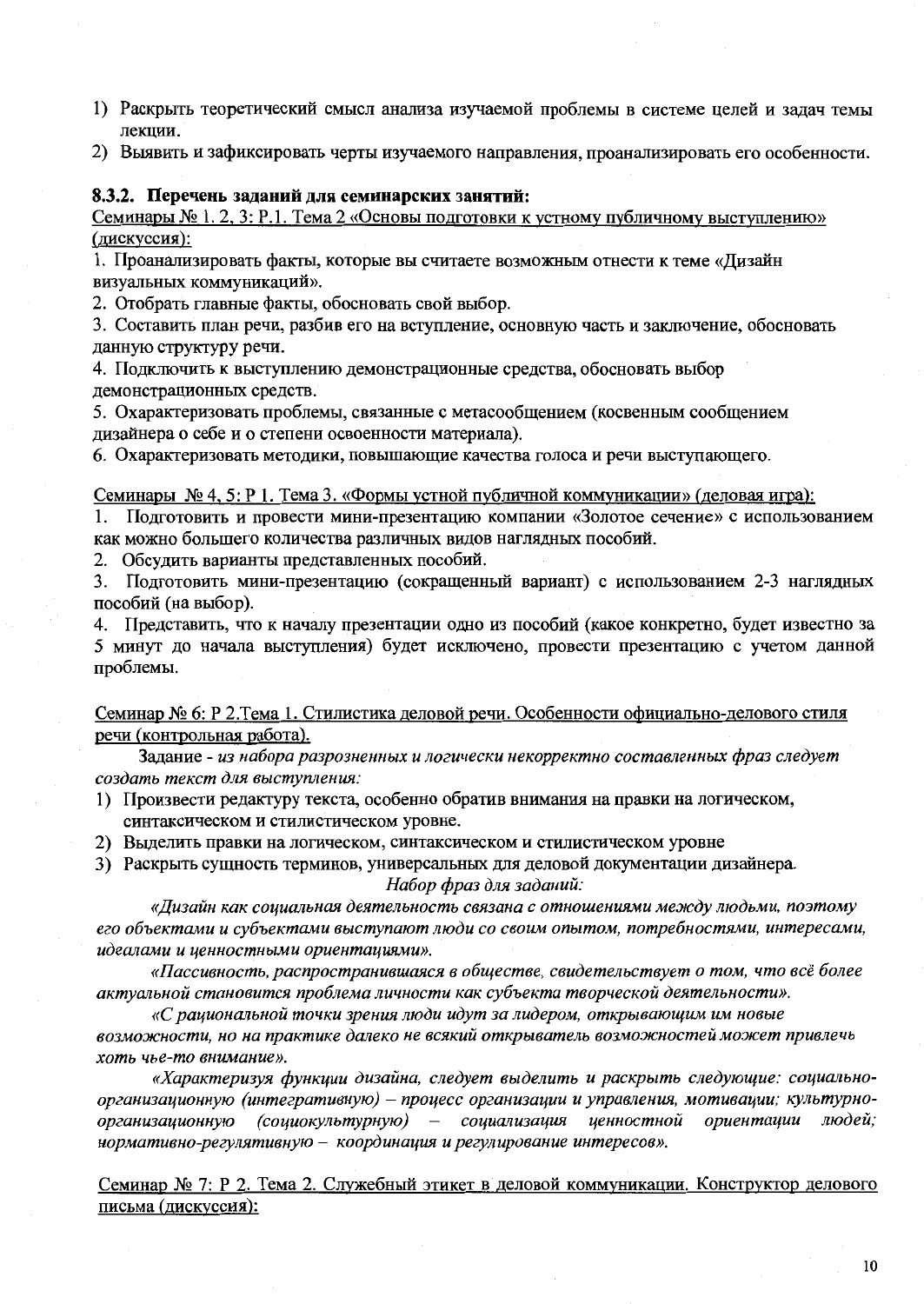1) Раскрыть теоретический смысл анализа изучаемой проблемы в системе целей и задач темы лекции.
2) Выявить и зафиксировать черты изучаемого направления, проанализировать его особенности.

### 8.3.2. Перечень заданий для семинарских занятий:

Семинары № 1, 2, 3: Р.1. Тема 2 «Основы подготовки к устному публичному выступлению» (дискуссия):

1. Проанализировать факты, которые вы считаете возможным отнести к теме «Дизайн визуальных коммуникаций».
2. Отобрать главные факты, обосновать свой выбор.
3. Составить план речи, разбив его на вступление, основную часть и заключение, обосновать данную структуру речи.
4. Подключить к выступлению демонстрационные средства, обосновать выбор демонстрационных средств.
5. Охарактеризовать проблемы, связанные с метасообщением (косвенным сообщением дизайнера о себе и о степени освоенности материала).
6. Охарактеризовать методики, повышающие качества голоса и речи выступающего.

Семинары № 4, 5: Р 1. Тема 3. «Формы устной публичной коммуникации» (деловая игра):

1. Подготовить и провести мини-презентацию компании «Золотое сечение» с использованием как можно большего количества различных видов наглядных пособий.
2. Обсудить варианты представленных пособий.
3. Подготовить мини-презентацию (сокращенный вариант) с использованием 2-3 наглядных пособий (на выбор).
4. Представить, что к началу презентации одно из пособий (какое конкретно, будет известно за 5 минут до начала выступления) будет исключено, провести презентацию с учетом данной проблемы.

Семинар № 6: Р 2.Тема 1. Стилистика деловой речи. Особенности официально-делового стиля речи (контрольная работа).

Задание - *из набора разрозненных и логически некорректно составленных фраз следует создать текст для выступления:*

1) Произвести редактуру текста, особенно обратив внимания на правки на логическом, синтаксическом и стилистическом уровне.
2) Выделить правки на логическом, синтаксическом и стилистическом уровне
3) Раскрыть сущность терминов, универсальных для деловой документации дизайнера.

*Набор фраз для заданий:*

*«Дизайн как социальная деятельность связана с отношениями между людьми, поэтому его объектами и субъектами выступают люди со своим опытом, потребностями, интересами, идеалами и ценностными ориентациями».*

*«Пассивность, распространившаяся в обществе, свидетельствует о том, что всё более актуальной становится проблема личности как субъекта творческой деятельности».*

*«С рациональной точки зрения люди идут за лидером, открывающим им новые возможности, но на практике далеко не всякий открыватель возможностей может привлечь хоть чье-то внимание».*

*«Характеризуя функции дизайна, следует выделить и раскрыть следующие: социально-организационную (интегративную) – процесс организации и управления, мотивации; культурно-организационную (социокультурную) – социализация ценностной ориентации людей; нормативно-регулятивную – координация и регулирование интересов».*

Семинар № 7: Р 2. Тема 2. Служебный этикет в деловой коммуникации. Конструктор делового письма (дискуссия):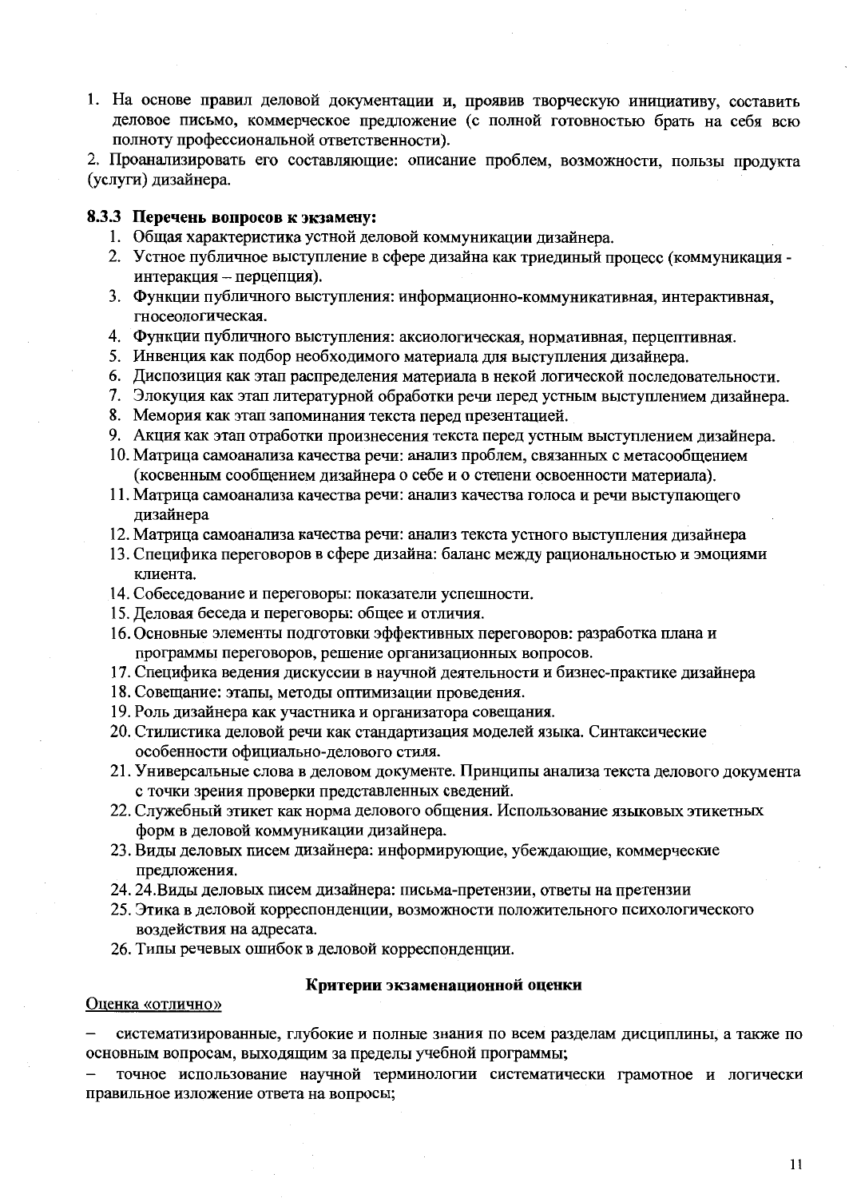1. На основе правил деловой документации и, проявив творческую инициативу, составить деловое письмо, коммерческое предложение (с полной готовностью брать на себя всю полноту профессиональной ответственности).

2. Проанализировать его составляющие: описание проблем, возможности, пользы продукта (услуги) дизайнера.

### 8.3.3 Перечень вопросов к экзамену:

1. Общая характеристика устной деловой коммуникации дизайнера.
2. Устное публичное выступление в сфере дизайна как триединый процесс (коммуникация - интеракция – перцепция).
3. Функции публичного выступления: информационно-коммуникативная, интерактивная, гносеологическая.
4. Функции публичного выступления: аксиологическая, нормативная, перцептивная.
5. Инвенция как подбор необходимого материала для выступления дизайнера.
6. Диспозиция как этап распределения материала в некой логической последовательности.
7. Элокуция как этап литературной обработки речи перед устным выступлением дизайнера.
8. Мемория как этап запоминания текста перед презентацией.
9. Акция как этап отработки произнесения текста перед устным выступлением дизайнера.
10. Матрица самоанализа качества речи: анализ проблем, связанных с метасообщением (косвенным сообщением дизайнера о себе и о степени освоенности материала).
11. Матрица самоанализа качества речи: анализ качества голоса и речи выступающего дизайнера
12. Матрица самоанализа качества речи: анализ текста устного выступления дизайнера
13. Специфика переговоров в сфере дизайна: баланс между рациональностью и эмоциями клиента.
14. Собеседование и переговоры: показатели успешности.
15. Деловая беседа и переговоры: общее и отличия.
16. Основные элементы подготовки эффективных переговоров: разработка плана и программы переговоров, решение организационных вопросов.
17. Специфика ведения дискуссии в научной деятельности и бизнес-практике дизайнера
18. Совещание: этапы, методы оптимизации проведения.
19. Роль дизайнера как участника и организатора совещания.
20. Стилистика деловой речи как стандартизация моделей языка. Синтаксические особенности официально-делового стиля.
21. Универсальные слова в деловом документе. Принципы анализа текста делового документа с точки зрения проверки представленных сведений.
22. Служебный этикет как норма делового общения. Использование языковых этикетных форм в деловой коммуникации дизайнера.
23. Виды деловых писем дизайнера: информирующие, убеждающие, коммерческие предложения.
24. 24.Виды деловых писем дизайнера: письма-претензии, ответы на претензии
25. Этика в деловой корреспонденции, возможности положительного психологического воздействия на адресата.
26. Типы речевых ошибок в деловой корреспонденции.

**Критерии экзаменационной оценки**

Оценка «отлично»

– систематизированные, глубокие и полные знания по всем разделам дисциплины, а также по основным вопросам, выходящим за пределы учебной программы;

– точное использование научной терминологии систематически грамотное и логически правильное изложение ответа на вопросы;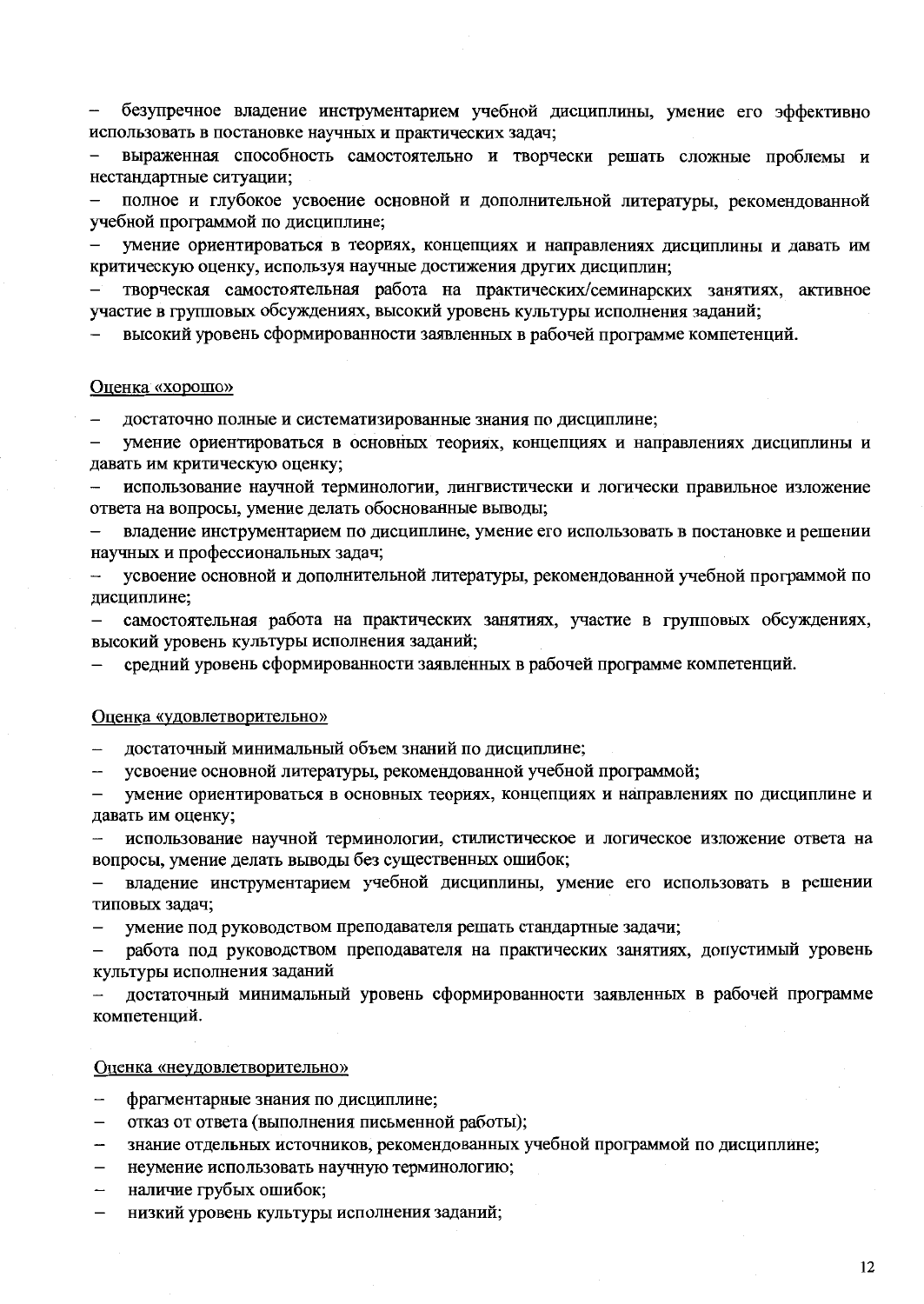- безупречное владение инструментарием учебной дисциплины, умение его эффективно использовать в постановке научных и практических задач;
- выраженная способность самостоятельно и творчески решать сложные проблемы и нестандартные ситуации;
- полное и глубокое усвоение основной и дополнительной литературы, рекомендованной учебной программой по дисциплине;
- умение ориентироваться в теориях, концепциях и направлениях дисциплины и давать им критическую оценку, используя научные достижения других дисциплин;
- творческая самостоятельная работа на практических/семинарских занятиях, активное участие в групповых обсуждениях, высокий уровень культуры исполнения заданий;
- высокий уровень сформированности заявленных в рабочей программе компетенций.

<u>Оценка «хорошо»</u>

- достаточно полные и систематизированные знания по дисциплине;
- умение ориентироваться в основных теориях, концепциях и направлениях дисциплины и давать им критическую оценку;
- использование научной терминологии, лингвистически и логически правильное изложение ответа на вопросы, умение делать обоснованные выводы;
- владение инструментарием по дисциплине, умение его использовать в постановке и решении научных и профессиональных задач;
- усвоение основной и дополнительной литературы, рекомендованной учебной программой по дисциплине;
- самостоятельная работа на практических занятиях, участие в групповых обсуждениях, высокий уровень культуры исполнения заданий;
- средний уровень сформированности заявленных в рабочей программе компетенций.

<u>Оценка «удовлетворительно»</u>

- достаточный минимальный объем знаний по дисциплине;
- усвоение основной литературы, рекомендованной учебной программой;
- умение ориентироваться в основных теориях, концепциях и направлениях по дисциплине и давать им оценку;
- использование научной терминологии, стилистическое и логическое изложение ответа на вопросы, умение делать выводы без существенных ошибок;
- владение инструментарием учебной дисциплины, умение его использовать в решении типовых задач;
- умение под руководством преподавателя решать стандартные задачи;
- работа под руководством преподавателя на практических занятиях, допустимый уровень культуры исполнения заданий
- достаточный минимальный уровень сформированности заявленных в рабочей программе компетенций.

<u>Оценка «неудовлетворительно»</u>

- фрагментарные знания по дисциплине;
- отказ от ответа (выполнения письменной работы);
- знание отдельных источников, рекомендованных учебной программой по дисциплине;
- неумение использовать научную терминологию;
- наличие грубых ошибок;
- низкий уровень культуры исполнения заданий;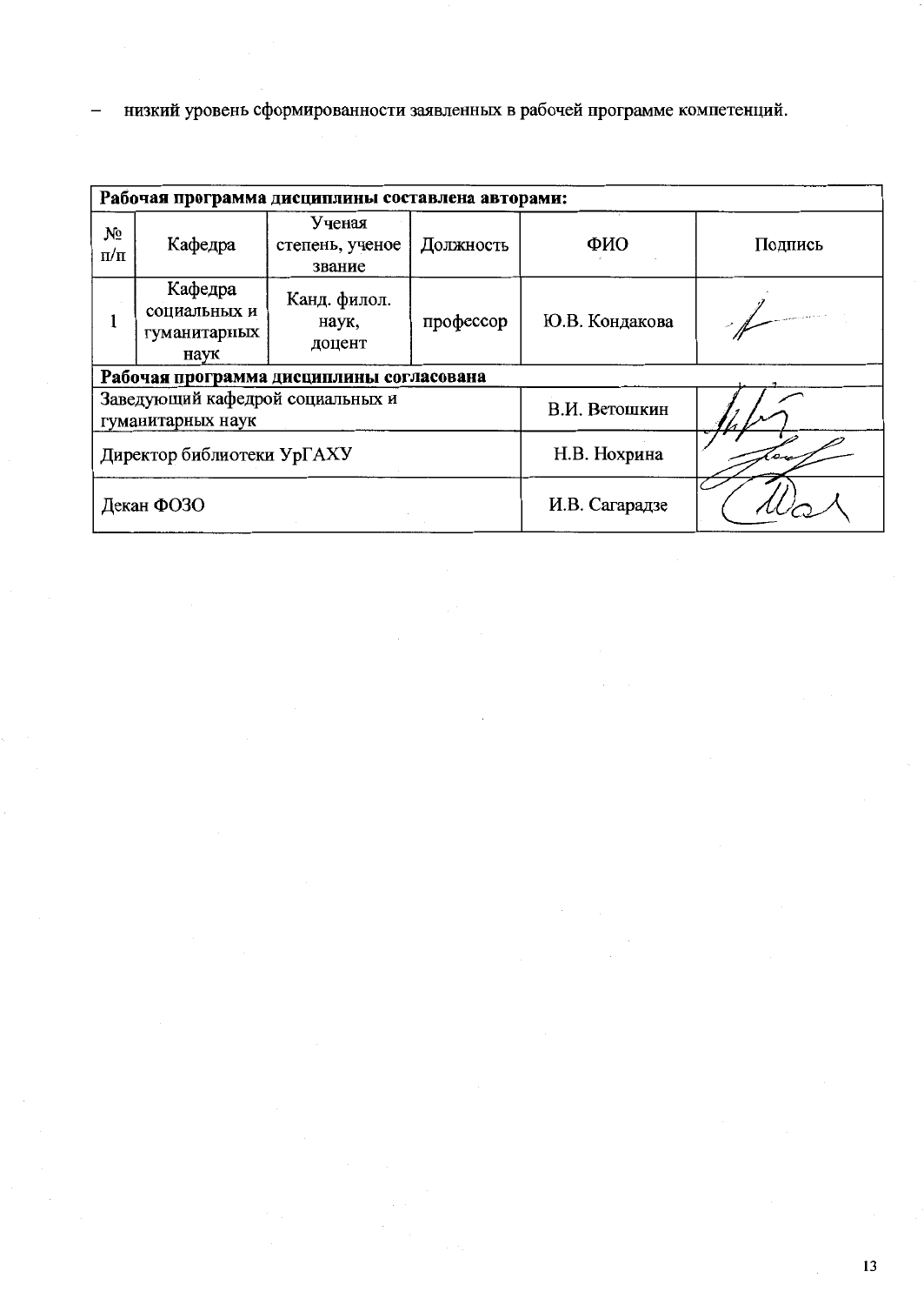– низкий уровень сформированности заявленных в рабочей программе компетенций.

| **Рабочая программа дисциплины составлена авторами:** | | | | | |
|---|---|---|---|---|---|
| № п/п | Кафедра | Ученая степень, ученое звание | Должность | ФИО | Подпись |
| 1 | Кафедра социальных и гуманитарных наук | Канд. филол. наук, доцент | профессор | Ю.В. Кондакова | |
| **Рабочая программа дисциплины согласована** | | | | | |
| Заведующий кафедрой социальных и гуманитарных наук | | | | В.И. Ветошкин | |
| Директор библиотеки УрГАХУ | | | | Н.В. Нохрина | |
| Декан ФОЗО | | | | И.В. Сагарадзе | |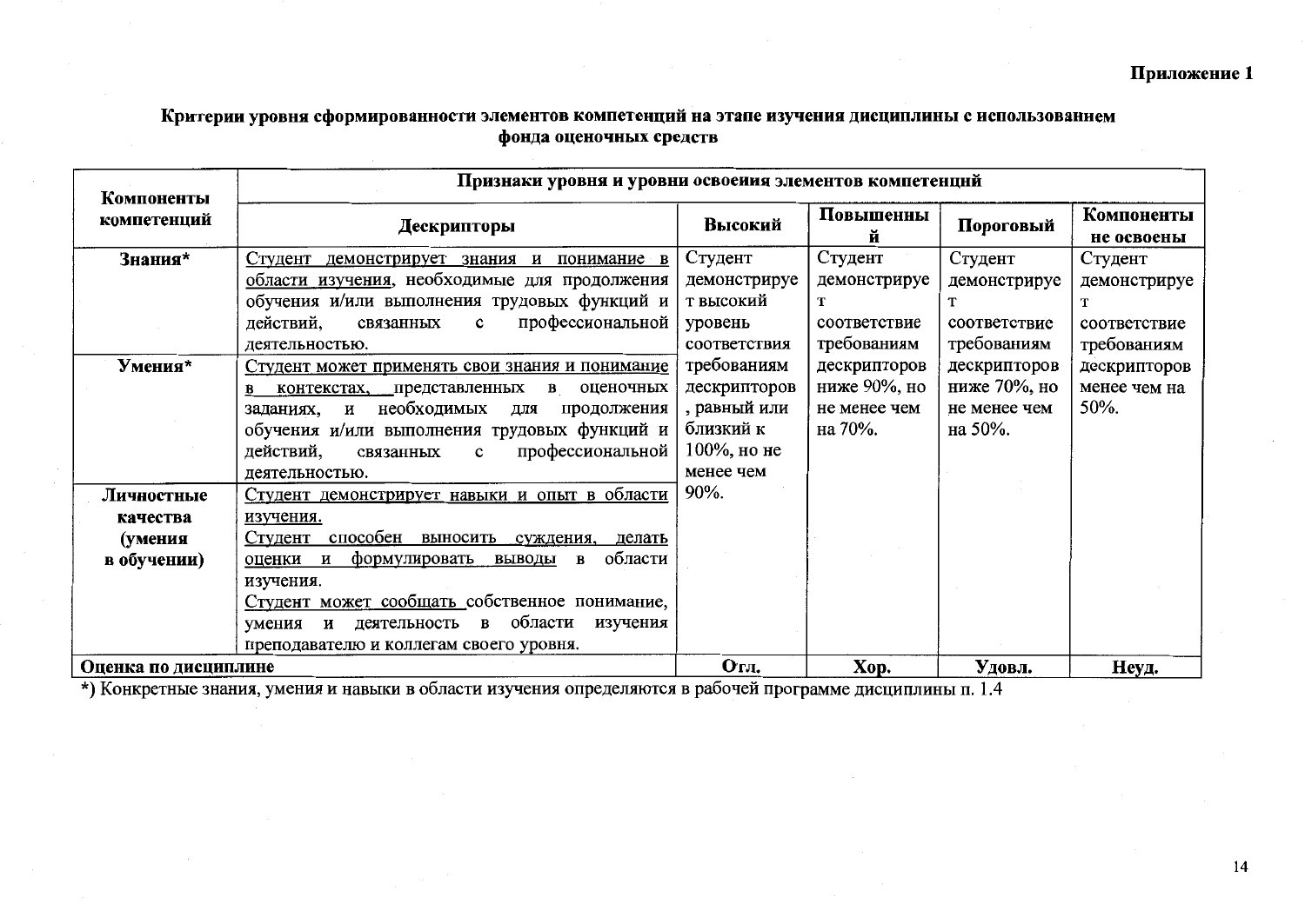**Приложение 1**

**Критерии уровня сформированности элементов компетенций на этапе изучения дисциплины с использованием фонда оценочных средств**

| Компоненты компетенций | Признаки уровня и уровни освоения элементов компетенций | | | | |
|---|---|---|---|---|---|
| | Дескрипторы | Высокий | Повышенный | Пороговый | Компоненты не освоены |
| **Знания*** | Студент демонстрирует знания и понимание в области изучения, необходимые для продолжения обучения и/или выполнения трудовых функций и действий, связанных с профессиональной деятельностью. | Студент демонстрирует высокий уровень соответствия требованиям дескрипторов, равный или близкий к 100%, но менее чем 90%. | Студент демонстрирует соответствие требованиям дескрипторов ниже 90%, но не менее чем на 70%. | Студент демонстрирует соответствие требованиям дескрипторов ниже 70%, но не менее чем на 50%. | Студент демонстрирует соответствие требованиям дескрипторов менее чем на 50%. |
| **Умения*** | Студент может применять свои знания и понимание в контекстах, представленных в оценочных заданиях, и необходимых для продолжения обучения и/или выполнения трудовых функций и действий, связанных с профессиональной деятельностью. | | | | |
| **Личностные качества (умения в обучении)** | Студент демонстрирует навыки и опыт в области изучения. Студент способен выносить суждения, делать оценки и формулировать выводы в области изучения. Студент может сообщать собственное понимание, умения и деятельность в области изучения преподавателю и коллегам своего уровня. | | | | |
| **Оценка по дисциплине** | | **Отл.** | **Хор.** | **Удовл.** | **Неуд.** |

*) Конкретные знания, умения и навыки в области изучения определяются в рабочей программе дисциплины п. 1.4